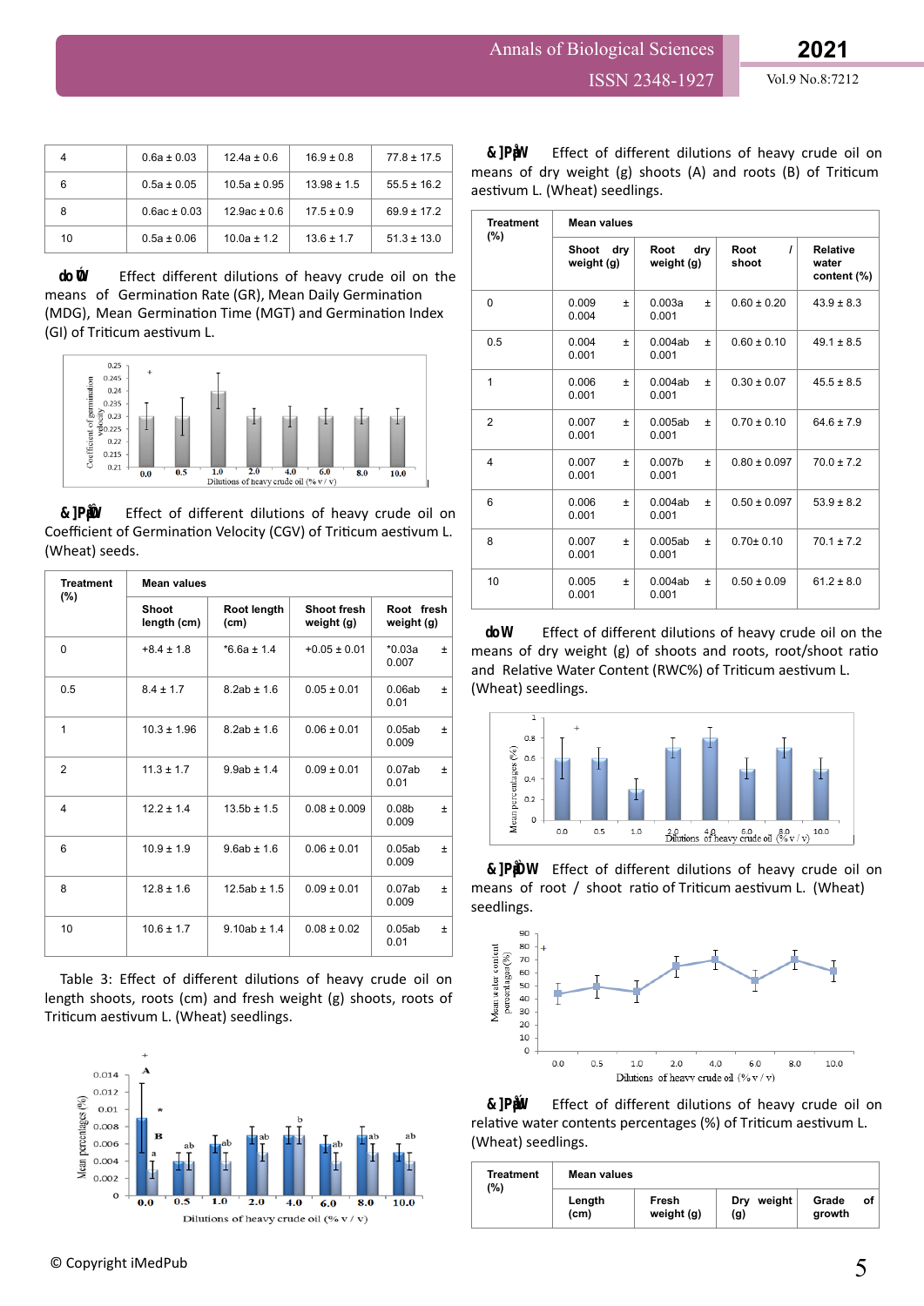| 4 | 0.6a ± 0.03 | 12.4a ± 0.6 | 16.9 ± 0.8 | 77.8 ± 17.5 |
|---|---|---|---|---|
| 6 | 0.5a ± 0.05 | 10.5a ± 0.95 | 13.98 ± 1.5 | 55.5 ± 16.2 |
| 8 | 0.6ac ± 0.03 | 12.9ac ± 0.6 | 17.5 ± 0.9 | 69.9 ± 17.2 |
| 10 | 0.5a ± 0.06 | 10.0a ± 1.2 | 13.6 ± 1.7 | 51.3 ± 13.0 |

Effect different dilutions of heavy crude oil on the means of Germination Rate (GR), Mean Daily Germination (MDG), Mean Germination Time (MGT) and Germination Index (GI) of Triticum aestivum L.

Effect of different dilutions of heavy crude oil on Coefficient of Germination Velocity (CGV) of Triticum aestivum L. (Wheat) seeds.

| Treatment (%) | Mean values | | | |
|---|---|---|---|---|
| | Shoot length (cm) | Root length (cm) | Shoot fresh weight (g) | Root fresh weight (g) |
| 0 | +8.4 ± 1.8 | *6.6a ± 1.4 | +0.05 ± 0.01 | *0.03a ± 0.007 |
| 0.5 | 8.4 ± 1.7 | 8.2ab ± 1.6 | 0.05 ± 0.01 | 0.06ab ± 0.01 |
| 1 | 10.3 ± 1.96 | 8.2ab ± 1.6 | 0.06 ± 0.01 | 0.05ab ± 0.009 |
| 2 | 11.3 ± 1.7 | 9.9ab ± 1.4 | 0.09 ± 0.01 | 0.07ab ± 0.01 |
| 4 | 12.2 ± 1.4 | 13.5b ± 1.5 | 0.08 ± 0.009 | 0.08b ± 0.009 |
| 6 | 10.9 ± 1.9 | 9.6ab ± 1.6 | 0.06 ± 0.01 | 0.05ab ± 0.009 |
| 8 | 12.8 ± 1.6 | 12.5ab ± 1.5 | 0.09 ± 0.01 | 0.07ab ± 0.009 |
| 10 | 10.6 ± 1.7 | 9.10ab ± 1.4 | 0.08 ± 0.02 | 0.05ab ± 0.01 |

Table 3: Effect of different dilutions of heavy crude oil on length shoots, roots (cm) and fresh weight (g) shoots, roots of Triticum aestivum L. (Wheat) seedlings.

Effect of different dilutions of heavy crude oil on means of dry weight (g) shoots (A) and roots (B) of Triticum aestivum L. (Wheat) seedlings.

| Treatment (%) | Mean values | | | |
|---|---|---|---|---|
| | Shoot dry weight (g) | Root dry weight (g) | Root / shoot | Relative water content (%) |
| 0 | 0.009 ± 0.004 | 0.003a ± 0.001 | 0.60 ± 0.20 | 43.9 ± 8.3 |
| 0.5 | 0.004 ± 0.001 | 0.004ab ± 0.001 | 0.60 ± 0.10 | 49.1 ± 8.5 |
| 1 | 0.006 ± 0.001 | 0.004ab ± 0.001 | 0.30 ± 0.07 | 45.5 ± 8.5 |
| 2 | 0.007 ± 0.001 | 0.005ab ± 0.001 | 0.70 ± 0.10 | 64.6 ± 7.9 |
| 4 | 0.007 ± 0.001 | 0.007b ± 0.001 | 0.80 ± 0.097 | 70.0 ± 7.2 |
| 6 | 0.006 ± 0.001 | 0.004ab ± 0.001 | 0.50 ± 0.097 | 53.9 ± 8.2 |
| 8 | 0.007 ± 0.001 | 0.005ab ± 0.001 | 0.70± 0.10 | 70.1 ± 7.2 |
| 10 | 0.005 ± 0.001 | 0.004ab ± 0.001 | 0.50 ± 0.09 | 61.2 ± 8.0 |

Effect of different dilutions of heavy crude oil on the means of dry weight (g) of shoots and roots, root/shoot ratio and Relative Water Content (RWC%) of Triticum aestivum L. (Wheat) seedlings.

Effect of different dilutions of heavy crude oil on means of root / shoot ratio of Triticum aestivum L. (Wheat) seedlings.

Effect of different dilutions of heavy crude oil on relative water contents percentages (%) of Triticum aestivum L. (Wheat) seedlings.

| Treatment (%) | Mean values | | | |
|---|---|---|---|---|
| | Length (cm) | Fresh weight (g) | Dry weight (g) | Grade of growth |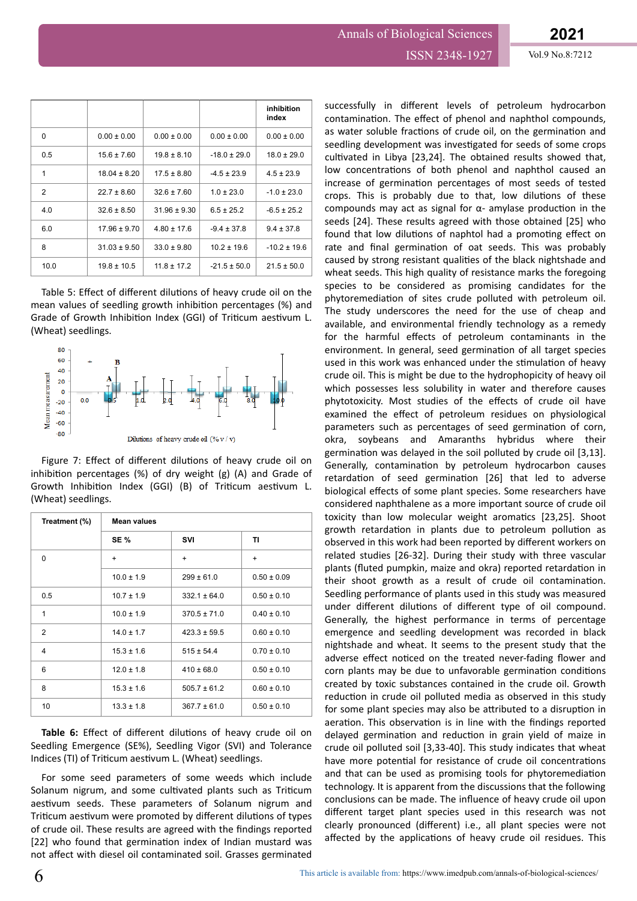|  |  |  |  | inhibition index |
|---|---|---|---|---|
| 0 | 0.00 ± 0.00 | 0.00 ± 0.00 | 0.00 ± 0.00 | 0.00 ± 0.00 |
| 0.5 | 15.6 ± 7.60 | 19.8 ± 8.10 | -18.0 ± 29.0 | 18.0 ± 29.0 |
| 1 | 18.04 ± 8.20 | 17.5 ± 8.80 | -4.5 ± 23.9 | 4.5 ± 23.9 |
| 2 | 22.7 ± 8.60 | 32.6 ± 7.60 | 1.0 ± 23.0 | -1.0 ± 23.0 |
| 4.0 | 32.6 ± 8.50 | 31.96 ± 9.30 | 6.5 ± 25.2 | -6.5 ± 25.2 |
| 6.0 | 17.96 ± 9.70 | 4.80 ± 17.6 | -9.4 ± 37.8 | 9.4 ± 37.8 |
| 8 | 31.03 ± 9.50 | 33.0 ± 9.80 | 10.2 ± 19.6 | -10.2 ± 19.6 |
| 10.0 | 19.8 ± 10.5 | 11.8 ± 17.2 | -21.5 ± 50.0 | 21.5 ± 50.0 |

Table 5: Effect of different dilutions of heavy crude oil on the mean values of seedling growth inhibition percentages (%) and Grade of Growth Inhibition Index (GGI) of Triticum aestivum L. (Wheat) seedlings.

Figure 7: Effect of different dilutions of heavy crude oil on inhibition percentages (%) of dry weight (g) (A) and Grade of Growth Inhibition Index (GGI) (B) of Triticum aestivum L. (Wheat) seedlings.

| Treatment (%) | Mean values | | |
|---|---|---|---|
| | SE % | SVI | TI |
| 0 | + | + | + |
| | 10.0 ± 1.9 | 299 ± 61.0 | 0.50 ± 0.09 |
| 0.5 | 10.7 ± 1.9 | 332.1 ± 64.0 | 0.50 ± 0.10 |
| 1 | 10.0 ± 1.9 | 370.5 ± 71.0 | 0.40 ± 0.10 |
| 2 | 14.0 ± 1.7 | 423.3 ± 59.5 | 0.60 ± 0.10 |
| 4 | 15.3 ± 1.6 | 515 ± 54.4 | 0.70 ± 0.10 |
| 6 | 12.0 ± 1.8 | 410 ± 68.0 | 0.50 ± 0.10 |
| 8 | 15.3 ± 1.6 | 505.7 ± 61.2 | 0.60 ± 0.10 |
| 10 | 13.3 ± 1.8 | 367.7 ± 61.0 | 0.50 ± 0.10 |

**Table 6:** Effect of different dilutions of heavy crude oil on Seedling Emergence (SE%), Seedling Vigor (SVI) and Tolerance Indices (TI) of Triticum aestivum L. (Wheat) seedlings.

For some seed parameters of some weeds which include Solanum nigrum, and some cultivated plants such as Triticum aestivum seeds. These parameters of Solanum nigrum and Triticum aestivum were promoted by different dilutions of types of crude oil. These results are agreed with the findings reported [22] who found that germination index of Indian mustard was not affect with diesel oil contaminated soil. Grasses germinated successfully in different levels of petroleum hydrocarbon contamination. The effect of phenol and naphthol compounds, as water soluble fractions of crude oil, on the germination and seedling development was investigated for seeds of some crops cultivated in Libya [23,24]. The obtained results showed that, low concentrations of both phenol and naphthol caused an increase of germination percentages of most seeds of tested crops. This is probably due to that, low dilutions of these compounds may act as signal for α- amylase production in the seeds [24]. These results agreed with those obtained [25] who found that low dilutions of naphtol had a promoting effect on rate and final germination of oat seeds. This was probably caused by strong resistant qualities of the black nightshade and wheat seeds. This high quality of resistance marks the foregoing species to be considered as promising candidates for the phytoremediation of sites crude polluted with petroleum oil. The study underscores the need for the use of cheap and available, and environmental friendly technology as a remedy for the harmful effects of petroleum contaminants in the environment. In general, seed germination of all target species used in this work was enhanced under the stimulation of heavy crude oil. This is might be due to the hydrophopicity of heavy oil which possesses less solubility in water and therefore causes phytotoxicity. Most studies of the effects of crude oil have examined the effect of petroleum residues on physiological parameters such as percentages of seed germination of corn, okra, soybeans and Amaranths hybridus where their germination was delayed in the soil polluted by crude oil [3,13]. Generally, contamination by petroleum hydrocarbon causes retardation of seed germination [26] that led to adverse biological effects of some plant species. Some researchers have considered naphthalene as a more important source of crude oil toxicity than low molecular weight aromatics [23,25]. Shoot growth retardation in plants due to petroleum pollution as observed in this work had been reported by different workers on related studies [26-32]. During their study with three vascular plants (fluted pumpkin, maize and okra) reported retardation in their shoot growth as a result of crude oil contamination. Seedling performance of plants used in this study was measured under different dilutions of different type of oil compound. Generally, the highest performance in terms of percentage emergence and seedling development was recorded in black nightshade and wheat. It seems to the present study that the adverse effect noticed on the treated never-fading flower and corn plants may be due to unfavorable germination conditions created by toxic substances contained in the crude oil. Growth reduction in crude oil polluted media as observed in this study for some plant species may also be attributed to a disruption in aeration. This observation is in line with the findings reported delayed germination and reduction in grain yield of maize in crude oil polluted soil [3,33-40]. This study indicates that wheat have more potential for resistance of crude oil concentrations and that can be used as promising tools for phytoremediation technology. It is apparent from the discussions that the following conclusions can be made. The influence of heavy crude oil upon different target plant species used in this research was not clearly pronounced (different) i.e., all plant species were not affected by the applications of heavy crude oil residues. This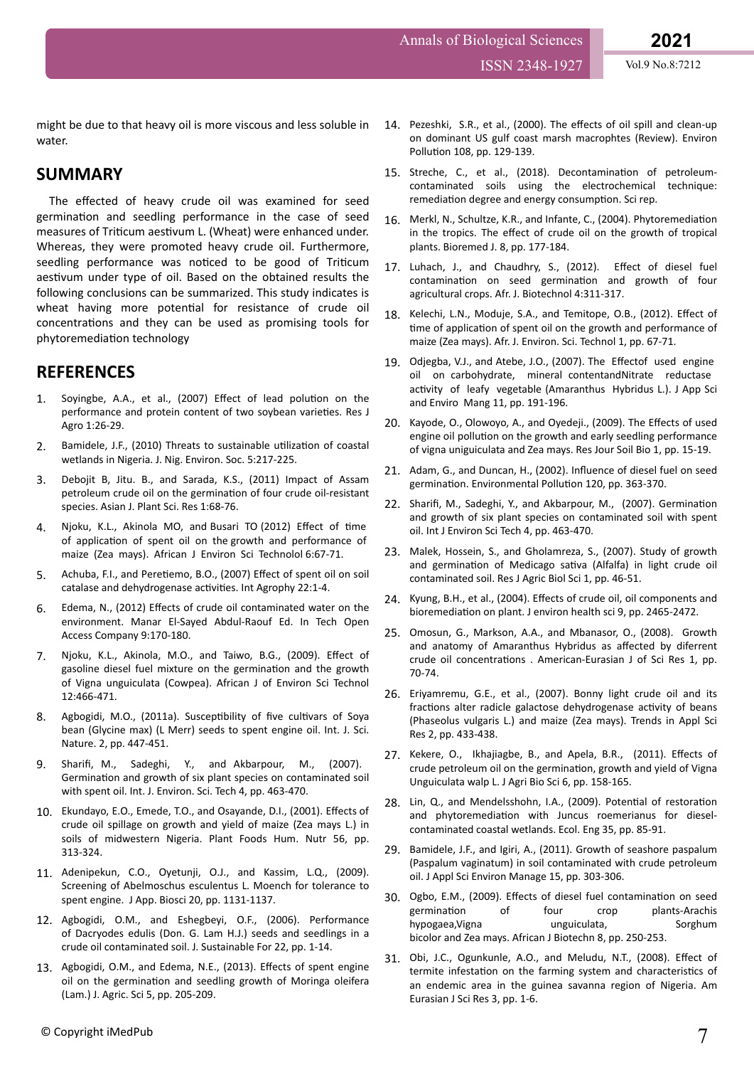might be due to that heavy oil is more viscous and less soluble in water.

## SUMMARY

The effected of heavy crude oil was examined for seed germination and seedling performance in the case of seed measures of Triticum aestivum L. (Wheat) were enhanced under. Whereas, they were promoted heavy crude oil. Furthermore, seedling performance was noticed to be good of Triticum aestivum under type of oil. Based on the obtained results the following conclusions can be summarized. This study indicates is wheat having more potential for resistance of crude oil concentrations and they can be used as promising tools for phytoremediation technology

## REFERENCES

1. Soyingbe, A.A., et al., (2007) Effect of lead polution on the performance and protein content of two soybean varieties. Res J Agro 1:26-29.
2. Bamidele, J.F., (2010) Threats to sustainable utilization of coastal wetlands in Nigeria. J. Nig. Environ. Soc. 5:217-225.
3. Debojit B, Jitu. B., and Sarada, K.S., (2011) Impact of Assam petroleum crude oil on the germination of four crude oil-resistant species. Asian J. Plant Sci. Res 1:68-76.
4. Njoku, K.L., Akinola MO, and Busari TO (2012) Effect of time of application of spent oil on the growth and performance of maize (Zea mays). African J Environ Sci Technolol 6:67-71.
5. Achuba, F.I., and Peretiemo, B.O., (2007) Effect of spent oil on soil catalase and dehydrogenase activities. Int Agrophy 22:1-4.
6. Edema, N., (2012) Effects of crude oil contaminated water on the environment. Manar El-Sayed Abdul-Raouf Ed. In Tech Open Access Company 9:170-180.
7. Njoku, K.L., Akinola, M.O., and Taiwo, B.G., (2009). Effect of gasoline diesel fuel mixture on the germination and the growth of Vigna unguiculata (Cowpea). African J of Environ Sci Technol 12:466-471.
8. Agbogidi, M.O., (2011a). Susceptibility of five cultivars of Soya bean (Glycine max) (L Merr) seeds to spent engine oil. Int. J. Sci. Nature. 2, pp. 447-451.
9. Sharifi, M., Sadeghi, Y., and Akbarpour, M., (2007). Germination and growth of six plant species on contaminated soil with spent oil. Int. J. Environ. Sci. Tech 4, pp. 463-470.
10. Ekundayo, E.O., Emede, T.O., and Osayande, D.I., (2001). Effects of crude oil spillage on growth and yield of maize (Zea mays L.) in soils of midwestern Nigeria. Plant Foods Hum. Nutr 56, pp. 313-324.
11. Adenipekun, C.O., Oyetunji, O.J., and Kassim, L.Q., (2009). Screening of Abelmoschus esculentus L. Moench for tolerance to spent engine. J App. Biosci 20, pp. 1131-1137.
12. Agbogidi, O.M., and Eshegbeyi, O.F., (2006). Performance of Dacryodes edulis (Don. G. Lam H.J.) seeds and seedlings in a crude oil contaminated soil. J. Sustainable For 22, pp. 1-14.
13. Agbogidi, O.M., and Edema, N.E., (2013). Effects of spent engine oil on the germination and seedling growth of Moringa oleifera (Lam.) J. Agric. Sci 5, pp. 205-209.
14. Pezeshki, S.R., et al., (2000). The effects of oil spill and clean-up on dominant US gulf coast marsh macrophtes (Review). Environ Pollution 108, pp. 129-139.
15. Streche, C., et al., (2018). Decontamination of petroleum-contaminated soils using the electrochemical technique: remediation degree and energy consumption. Sci rep.
16. Merkl, N., Schultze, K.R., and Infante, C., (2004). Phytoremediation in the tropics. The effect of crude oil on the growth of tropical plants. Bioremed J. 8, pp. 177-184.
17. Luhach, J., and Chaudhry, S., (2012). Effect of diesel fuel contamination on seed germination and growth of four agricultural crops. Afr. J. Biotechnol 4:311-317.
18. Kelechi, L.N., Moduje, S.A., and Temitope, O.B., (2012). Effect of time of application of spent oil on the growth and performance of maize (Zea mays). Afr. J. Environ. Sci. Technol 1, pp. 67-71.
19. Odjegba, V.J., and Atebe, J.O., (2007). The Effectof used engine oil on carbohydrate, mineral contentandNitrate reductase activity of leafy vegetable (Amaranthus Hybridus L.). J App Sci and Enviro Mang 11, pp. 191-196.
20. Kayode, O., Olowoyo, A., and Oyedeji., (2009). The Effects of used engine oil pollution on the growth and early seedling performance of vigna uniguiculata and Zea mays. Res Jour Soil Bio 1, pp. 15-19.
21. Adam, G., and Duncan, H., (2002). Influence of diesel fuel on seed germination. Environmental Pollution 120, pp. 363-370.
22. Sharifi, M., Sadeghi, Y., and Akbarpour, M., (2007). Germination and growth of six plant species on contaminated soil with spent oil. Int J Environ Sci Tech 4, pp. 463-470.
23. Malek, Hossein, S., and Gholamreza, S., (2007). Study of growth and germination of Medicago sativa (Alfalfa) in light crude oil contaminated soil. Res J Agric Biol Sci 1, pp. 46-51.
24. Kyung, B.H., et al., (2004). Effects of crude oil, oil components and bioremediation on plant. J environ health sci 9, pp. 2465-2472.
25. Omosun, G., Markson, A.A., and Mbanasor, O., (2008). Growth and anatomy of Amaranthus Hybridus as affected by diferrent crude oil concentrations . American-Eurasian J of Sci Res 1, pp. 70-74.
26. Eriyamremu, G.E., et al., (2007). Bonny light crude oil and its fractions alter radicle galactose dehydrogenase activity of beans (Phaseolus vulgaris L.) and maize (Zea mays). Trends in Appl Sci Res 2, pp. 433-438.
27. Kekere, O., Ikhajiagbe, B., and Apela, B.R., (2011). Effects of crude petroleum oil on the germination, growth and yield of Vigna Unguiculata walp L. J Agri Bio Sci 6, pp. 158-165.
28. Lin, Q., and Mendelsshohn, I.A., (2009). Potential of restoration and phytoremediation with Juncus roemerianus for diesel-contaminated coastal wetlands. Ecol. Eng 35, pp. 85-91.
29. Bamidele, J.F., and Igiri, A., (2011). Growth of seashore paspalum (Paspalum vaginatum) in soil contaminated with crude petroleum oil. J Appl Sci Environ Manage 15, pp. 303-306.
30. Ogbo, E.M., (2009). Effects of diesel fuel contamination on seed germination of four crop plants-Arachis hypogaea,Vigna unguiculata, Sorghum bicolor and Zea mays. African J Biotechn 8, pp. 250-253.
31. Obi, J.C., Ogunkunle, A.O., and Meludu, N.T., (2008). Effect of termite infestation on the farming system and characteristics of an endemic area in the guinea savanna region of Nigeria. Am Eurasian J Sci Res 3, pp. 1-6.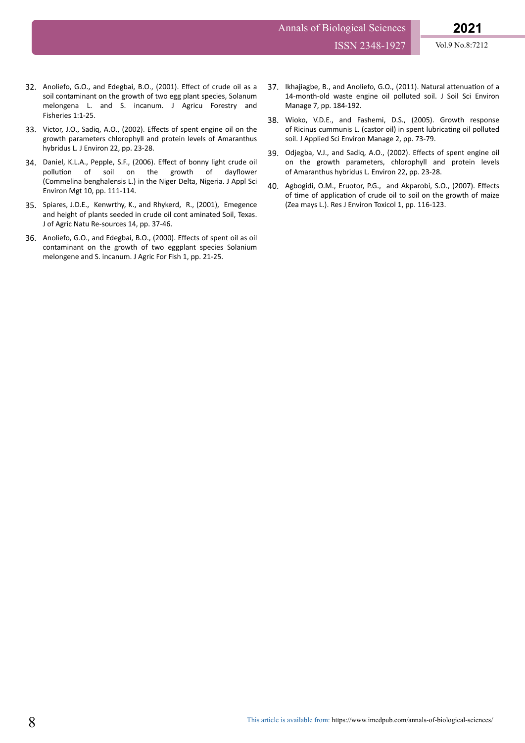32. Anoliefo, G.O., and Edegbai, B.O., (2001). Effect of crude oil as a soil contaminant on the growth of two egg plant species, Solanum melongena L. and S. incanum. J Agricu Forestry and Fisheries 1:1-25.
33. Victor, J.O., Sadiq, A.O., (2002). Effects of spent engine oil on the growth parameters chlorophyll and protein levels of Amaranthus hybridus L. J Environ 22, pp. 23-28.
34. Daniel, K.L.A., Pepple, S.F., (2006). Effect of bonny light crude oil pollution of soil on the growth of dayflower (Commelina benghalensis L.) in the Niger Delta, Nigeria. J Appl Sci Environ Mgt 10, pp. 111-114.
35. Spiares, J.D.E., Kenwrthy, K., and Rhykerd, R., (2001), Emegence and height of plants seeded in crude oil cont aminated Soil, Texas. J of Agric Natu Re-sources 14, pp. 37-46.
36. Anoliefo, G.O., and Edegbai, B.O., (2000). Effects of spent oil as oil contaminant on the growth of two eggplant species Solanium melongene and S. incanum. J Agric For Fish 1, pp. 21-25.
37. Ikhajiagbe, B., and Anoliefo, G.O., (2011). Natural attenuation of a 14-month-old waste engine oil polluted soil. J Soil Sci Environ Manage 7, pp. 184-192.
38. Wioko, V.D.E., and Fashemi, D.S., (2005). Growth response of Ricinus cummunis L. (castor oil) in spent lubricating oil polluted soil. J Applied Sci Environ Manage 2, pp. 73-79.
39. Odjegba, V.J., and Sadiq, A.O., (2002). Effects of spent engine oil on the growth parameters, chlorophyll and protein levels of Amaranthus hybridus L. Environ 22, pp. 23-28.
40. Agbogidi, O.M., Eruotor, P.G., and Akparobi, S.O., (2007). Effects of time of application of crude oil to soil on the growth of maize (Zea mays L.). Res J Environ Toxicol 1, pp. 116-123.